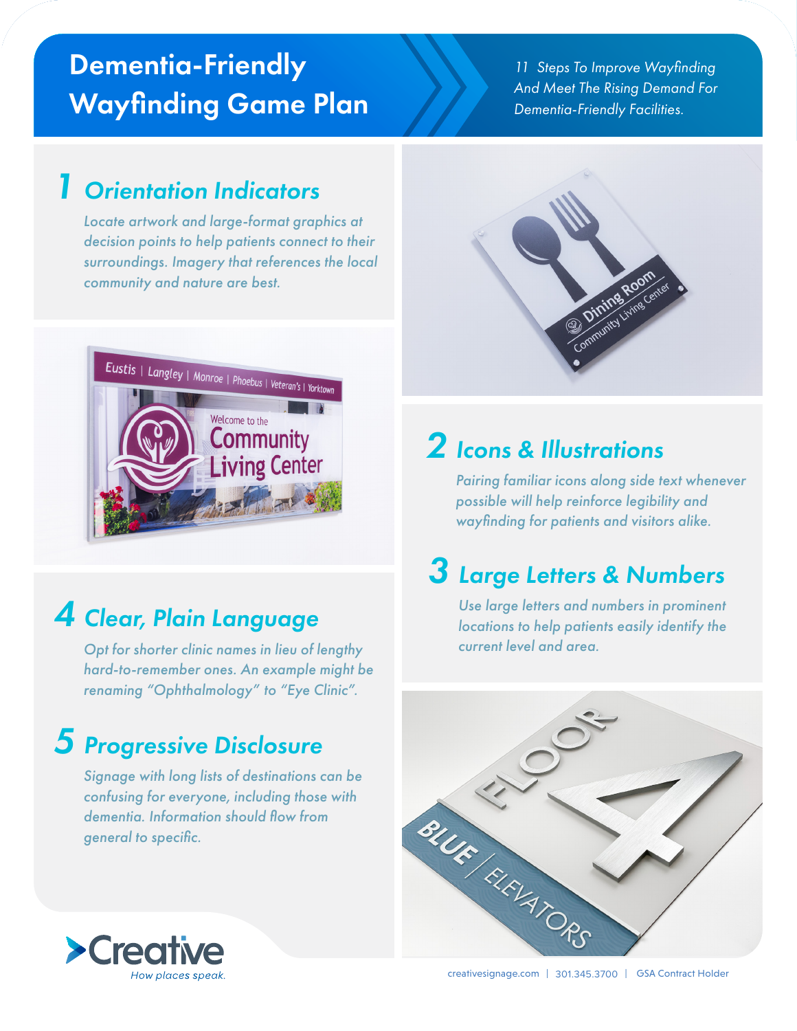# Dementia-Friendly Wayfinding Game Plan

*11 Steps To Improve Wayfinding And Meet The Rising Demand For Dementia-Friendly Facilities.*

## 1 Orientation Indicators

*Locate artwork and large-format graphics at decision points to help patients connect to their surroundings. Imagery that references the local community and nature are best.*

## 2 Icons & Illustrations

*Pairing familiar icons along side text whenever possible will help reinforce legibility and wayfinding for patients and visitors alike.*

## 3 Large Letters & Numbers

*Use large letters and numbers in prominent locations to help patients easily identify the current level and area.*

## 4 Clear, Plain Language

*Opt for shorter clinic names in lieu of lengthy hard-to-remember ones. An example might be renaming "Ophthalmology" to "Eye Clinic".*

## 5 Progressive Disclosure

*Signage with long lists of destinations can be confusing for everyone, including those with dementia. Information should flow from general to specific.*

Creative
*How places speak.*

creativesignage.com | 301.345.3700 | GSA Contract Holder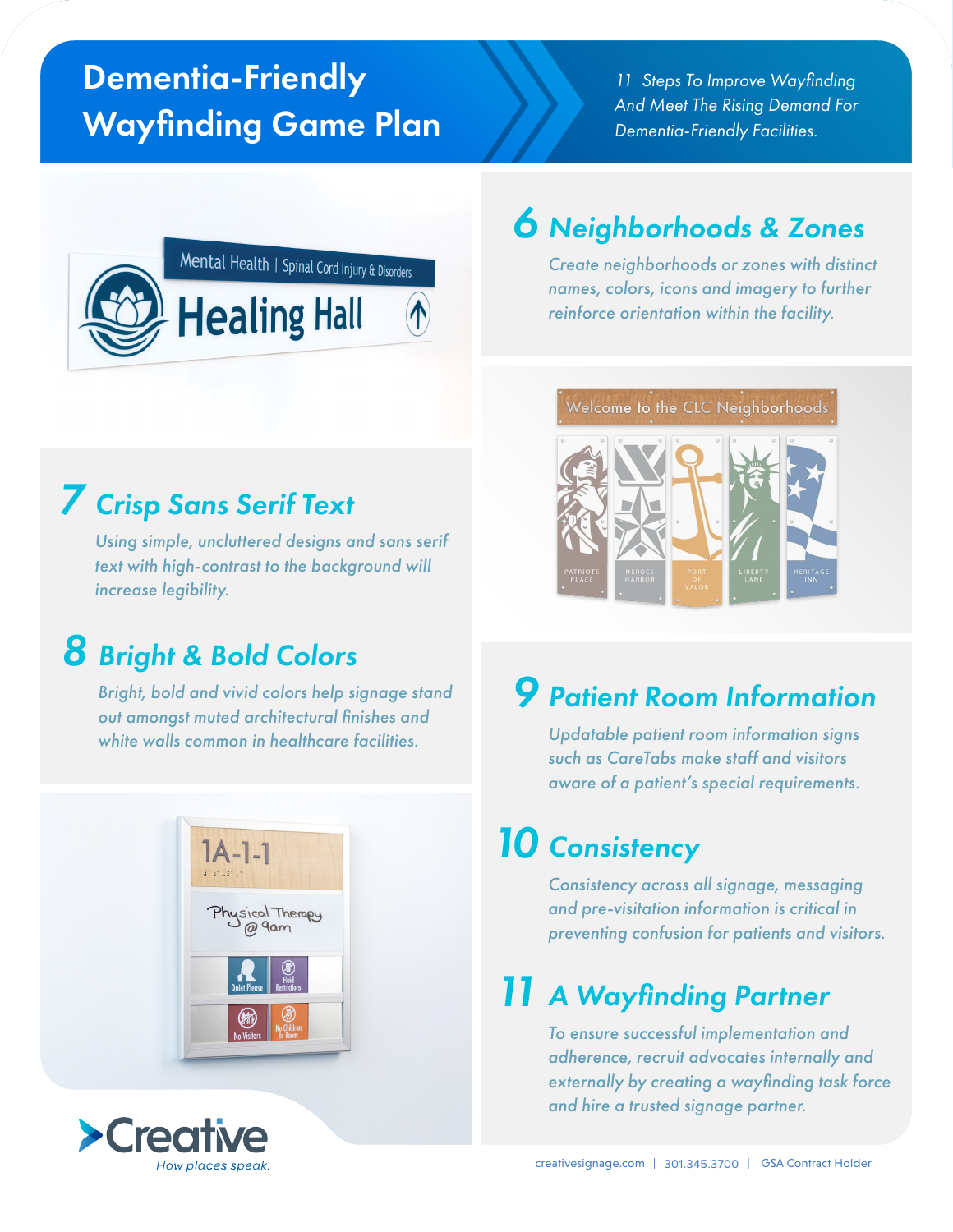# Dementia-Friendly Wayfinding Game Plan

*11 Steps To Improve Wayfinding And Meet The Rising Demand For Dementia-Friendly Facilities.*

## 6 Neighborhoods & Zones

*Create neighborhoods or zones with distinct names, colors, icons and imagery to further reinforce orientation within the facility.*

## 7 Crisp Sans Serif Text

*Using simple, uncluttered designs and sans serif text with high-contrast to the background will increase legibility.*

## 8 Bright & Bold Colors

*Bright, bold and vivid colors help signage stand out amongst muted architectural finishes and white walls common in healthcare facilities.*

## 9 Patient Room Information

*Updatable patient room information signs such as CareTabs make staff and visitors aware of a patient's special requirements.*

## 10 Consistency

*Consistency across all signage, messaging and pre-visitation information is critical in preventing confusion for patients and visitors.*

## 11 A Wayfinding Partner

*To ensure successful implementation and adherence, recruit advocates internally and externally by creating a wayfinding task force and hire a trusted signage partner.*

Creative
*How places speak.*

creativesignage.com | 301.345.3700 | GSA Contract Holder